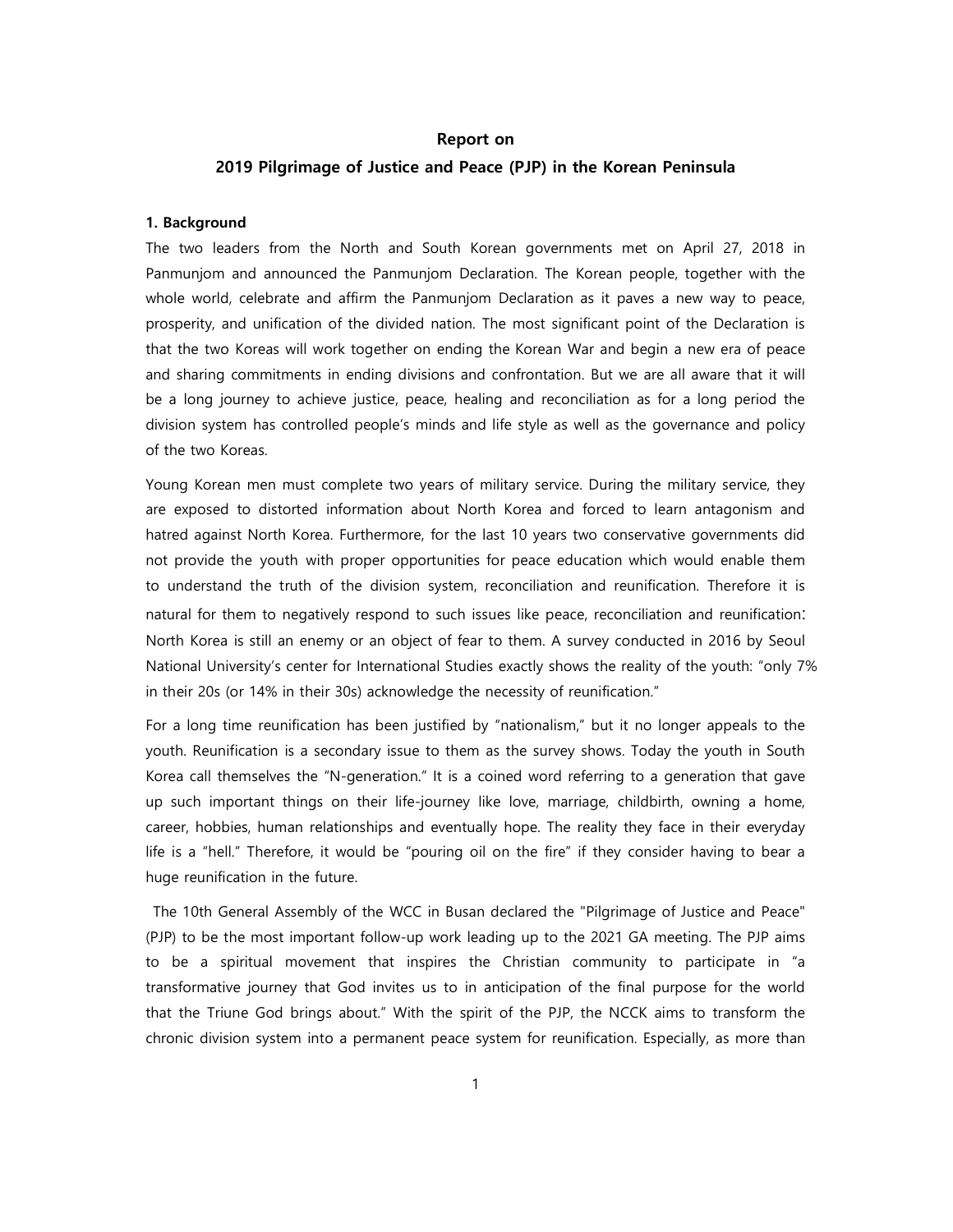# Report on

# 2019 Pilgrimage of Justice and Peace (PJP) in the Korean Peninsula

## 1. Background

The two leaders from the North and South Korean governments met on April 27, 2018 in Panmunjom and announced the Panmunjom Declaration. The Korean people, together with the whole world, celebrate and affirm the Panmunjom Declaration as it paves a new way to peace, prosperity, and unification of the divided nation. The most significant point of the Declaration is that the two Koreas will work together on ending the Korean War and begin a new era of peace and sharing commitments in ending divisions and confrontation. But we are all aware that it will be a long journey to achieve justice, peace, healing and reconciliation as for a long period the division system has controlled people's minds and life style as well as the governance and policy of the two Koreas.

Young Korean men must complete two years of military service. During the military service, they are exposed to distorted information about North Korea and forced to learn antagonism and hatred against North Korea. Furthermore, for the last 10 years two conservative governments did not provide the youth with proper opportunities for peace education which would enable them to understand the truth of the division system, reconciliation and reunification. Therefore it is natural for them to negatively respond to such issues like peace, reconciliation and reunification: North Korea is still an enemy or an object of fear to them. A survey conducted in 2016 by Seoul National University's center for International Studies exactly shows the reality of the youth: "only 7% in their 20s (or 14% in their 30s) acknowledge the necessity of reunification."

For a long time reunification has been justified by "nationalism," but it no longer appeals to the youth. Reunification is a secondary issue to them as the survey shows. Today the youth in South Korea call themselves the "N-generation." It is a coined word referring to a generation that gave up such important things on their life-journey like love, marriage, childbirth, owning a home, career, hobbies, human relationships and eventually hope. The reality they face in their everyday life is a "hell." Therefore, it would be "pouring oil on the fire" if they consider having to bear a huge reunification in the future.

The 10th General Assembly of the WCC in Busan declared the "Pilgrimage of Justice and Peace" (PJP) to be the most important follow-up work leading up to the 2021 GA meeting. The PJP aims to be a spiritual movement that inspires the Christian community to participate in "a transformative journey that God invites us to in anticipation of the final purpose for the world that the Triune God brings about." With the spirit of the PJP, the NCCK aims to transform the chronic division system into a permanent peace system for reunification. Especially, as more than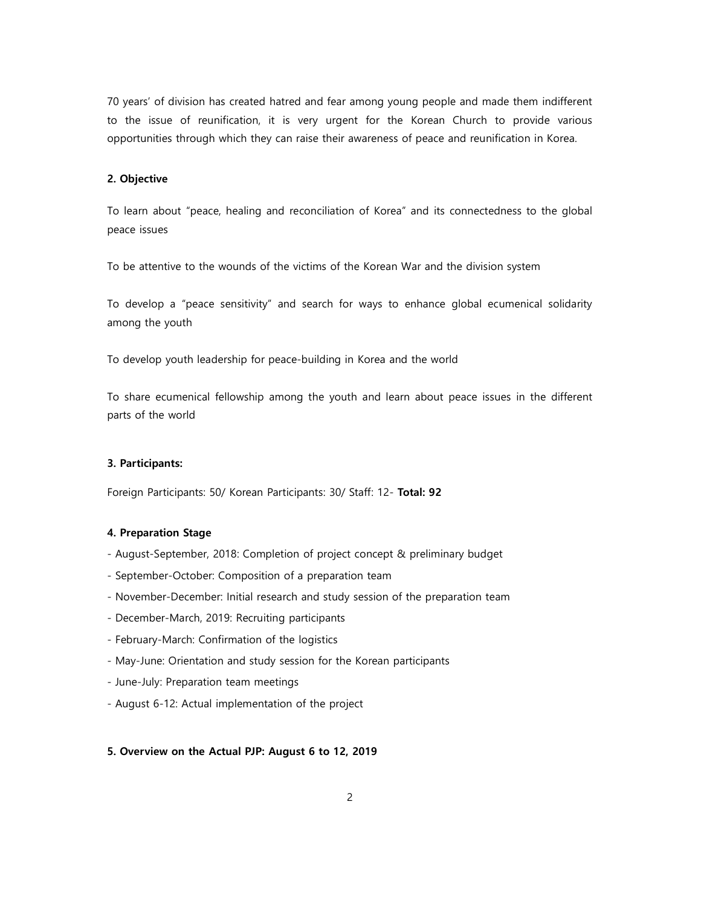70 years' of division has created hatred and fear among young people and made them indifferent to the issue of reunification, it is very urgent for the Korean Church to provide various opportunities through which they can raise their awareness of peace and reunification in Korea.

#### 2. Objective

To learn about "peace, healing and reconciliation of Korea" and its connectedness to the global peace issues

To be attentive to the wounds of the victims of the Korean War and the division system

To develop a "peace sensitivity" and search for ways to enhance global ecumenical solidarity among the youth

To develop youth leadership for peace-building in Korea and the world

To share ecumenical fellowship among the youth and learn about peace issues in the different parts of the world

#### 3. Participants:

Foreign Participants: 50/ Korean Participants: 30/ Staff: 12- **Total: 92**

#### 4. Preparation Stage

- August-September, 2018: Completion of project concept & preliminary budget
- September-October: Composition of a preparation team
- November-December: Initial research and study session of the preparation team
- December-March, 2019: Recruiting participants
- February-March: Confirmation of the logistics
- May-June: Orientation and study session for the Korean participants
- June-July: Preparation team meetings
- August 6-12: Actual implementation of the project

#### 5. Overview on the Actual PJP: August 6 to 12, 2019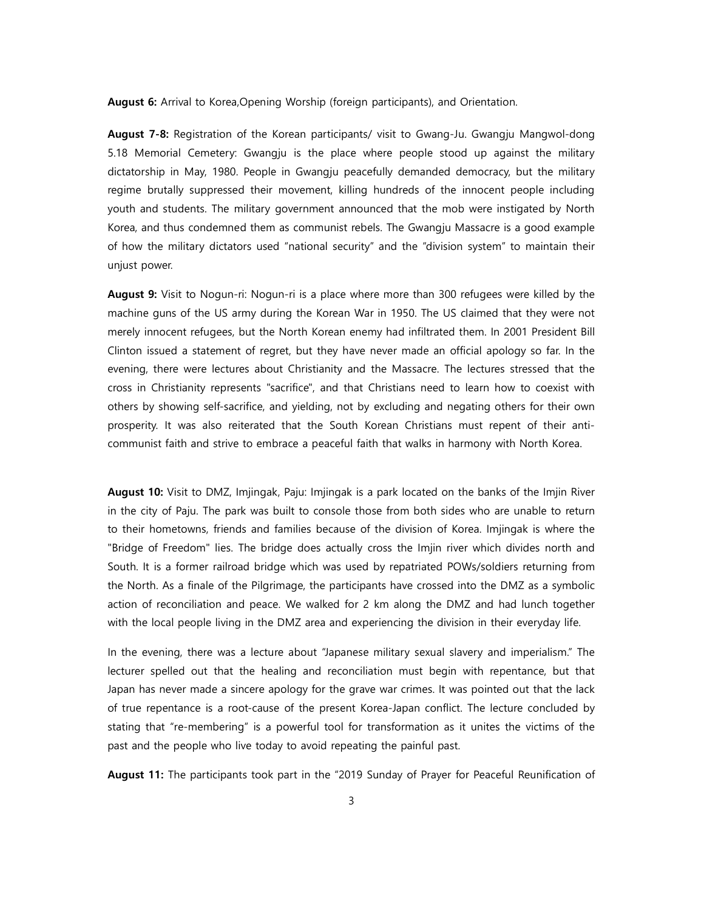**August 6:** Arrival to Korea,Opening Worship (foreign participants), and Orientation.

**August 7-8:** Registration of the Korean participants/ visit to Gwang-Ju. Gwangju Mangwol-dong 5.18 Memorial Cemetery: Gwangju is the place where people stood up against the military dictatorship in May, 1980. People in Gwangju peacefully demanded democracy, but the military regime brutally suppressed their movement, killing hundreds of the innocent people including youth and students. The military government announced that the mob were instigated by North Korea, and thus condemned them as communist rebels. The Gwangju Massacre is a good example of how the military dictators used "national security" and the "division system" to maintain their unjust power.

**August 9:** Visit to Nogun-ri: Nogun-ri is a place where more than 300 refugees were killed by the machine guns of the US army during the Korean War in 1950. The US claimed that they were not merely innocent refugees, but the North Korean enemy had infiltrated them. In 2001 President Bill Clinton issued a statement of regret, but they have never made an official apology so far. In the evening, there were lectures about Christianity and the Massacre. The lectures stressed that the cross in Christianity represents "sacrifice", and that Christians need to learn how to coexist with others by showing self-sacrifice, and yielding, not by excluding and negating others for their own prosperity. It was also reiterated that the South Korean Christians must repent of their anti-communist faith and strive to embrace a peaceful faith that walks in harmony with North Korea.

**August 10:** Visit to DMZ, Imjingak, Paju: Imjingak is a park located on the banks of the Imjin River in the city of Paju. The park was built to console those from both sides who are unable to return to their hometowns, friends and families because of the division of Korea. Imjingak is where the "Bridge of Freedom" lies. The bridge does actually cross the Imjin river which divides north and South. It is a former railroad bridge which was used by repatriated POWs/soldiers returning from the North. As a finale of the Pilgrimage, the participants have crossed into the DMZ as a symbolic action of reconciliation and peace. We walked for 2 km along the DMZ and had lunch together with the local people living in the DMZ area and experiencing the division in their everyday life.

In the evening, there was a lecture about "Japanese military sexual slavery and imperialism." The lecturer spelled out that the healing and reconciliation must begin with repentance, but that Japan has never made a sincere apology for the grave war crimes. It was pointed out that the lack of true repentance is a root-cause of the present Korea-Japan conflict. The lecture concluded by stating that "re-membering" is a powerful tool for transformation as it unites the victims of the past and the people who live today to avoid repeating the painful past.

**August 11:** The participants took part in the "2019 Sunday of Prayer for Peaceful Reunification of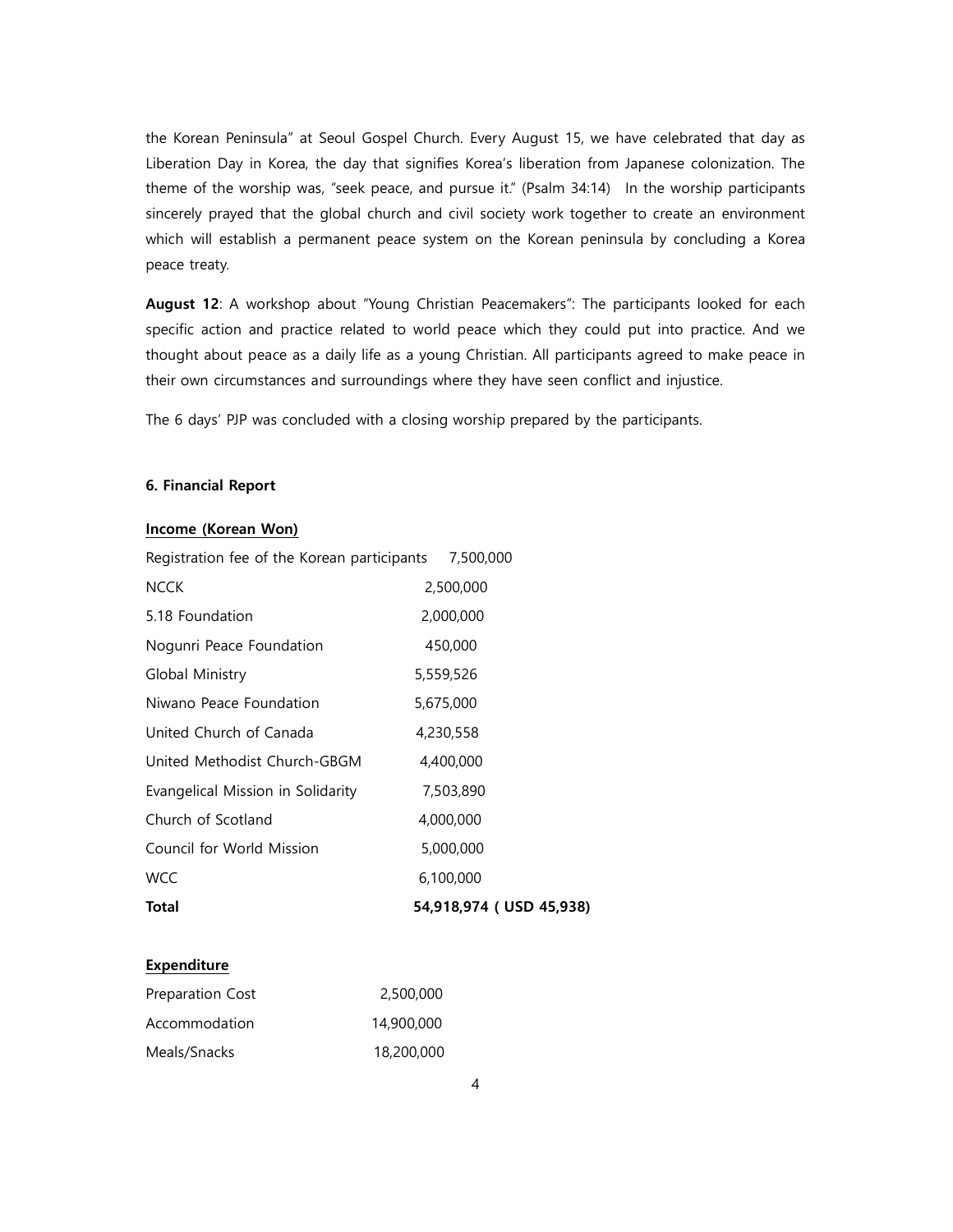the Korean Peninsula" at Seoul Gospel Church. Every August 15, we have celebrated that day as Liberation Day in Korea, the day that signifies Korea's liberation from Japanese colonization. The theme of the worship was, "seek peace, and pursue it." (Psalm 34:14) In the worship participants sincerely prayed that the global church and civil society work together to create an environment which will establish a permanent peace system on the Korean peninsula by concluding a Korea peace treaty.

**August 12**: A workshop about "Young Christian Peacemakers": The participants looked for each specific action and practice related to world peace which they could put into practice. And we thought about peace as a daily life as a young Christian. All participants agreed to make peace in their own circumstances and surroundings where they have seen conflict and injustice.

The 6 days' PJP was concluded with a closing worship prepared by the participants.

#### 6. Financial Report

**Income (Korean Won)**

| | |
|---|---|
| Registration fee of the Korean participants | 7,500,000 |
| NCCK | 2,500,000 |
| 5.18 Foundation | 2,000,000 |
| Nogunri Peace Foundation | 450,000 |
| Global Ministry | 5,559,526 |
| Niwano Peace Foundation | 5,675,000 |
| United Church of Canada | 4,230,558 |
| United Methodist Church-GBGM | 4,400,000 |
| Evangelical Mission in Solidarity | 7,503,890 |
| Church of Scotland | 4,000,000 |
| Council for World Mission | 5,000,000 |
| WCC | 6,100,000 |
| **Total** | **54,918,974 ( USD 45,938)** |

**Expenditure**

| | |
|---|---|
| Preparation Cost | 2,500,000 |
| Accommodation | 14,900,000 |
| Meals/Snacks | 18,200,000 |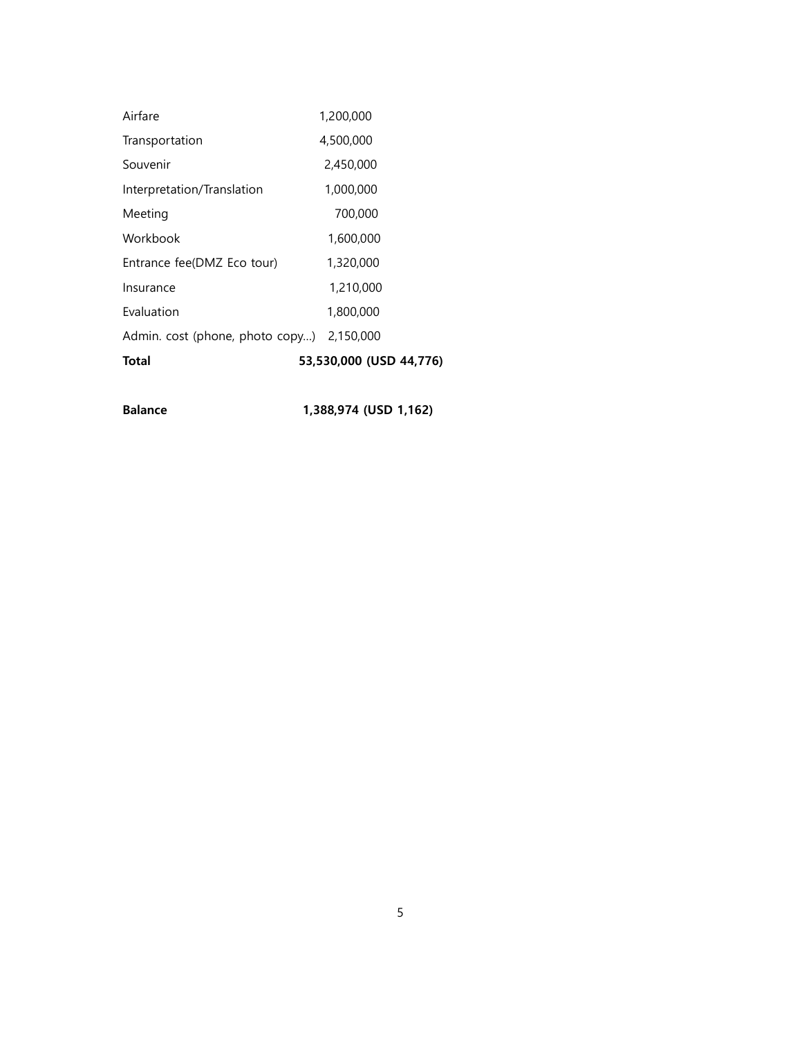| | |
|---|---|
| Airfare | 1,200,000 |
| Transportation | 4,500,000 |
| Souvenir | 2,450,000 |
| Interpretation/Translation | 1,000,000 |
| Meeting | 700,000 |
| Workbook | 1,600,000 |
| Entrance fee(DMZ Eco tour) | 1,320,000 |
| Insurance | 1,210,000 |
| Evaluation | 1,800,000 |
| Admin. cost (phone, photo copy...) | 2,150,000 |
| **Total** | **53,530,000 (USD 44,776)** |

**Balance** **1,388,974 (USD 1,162)**